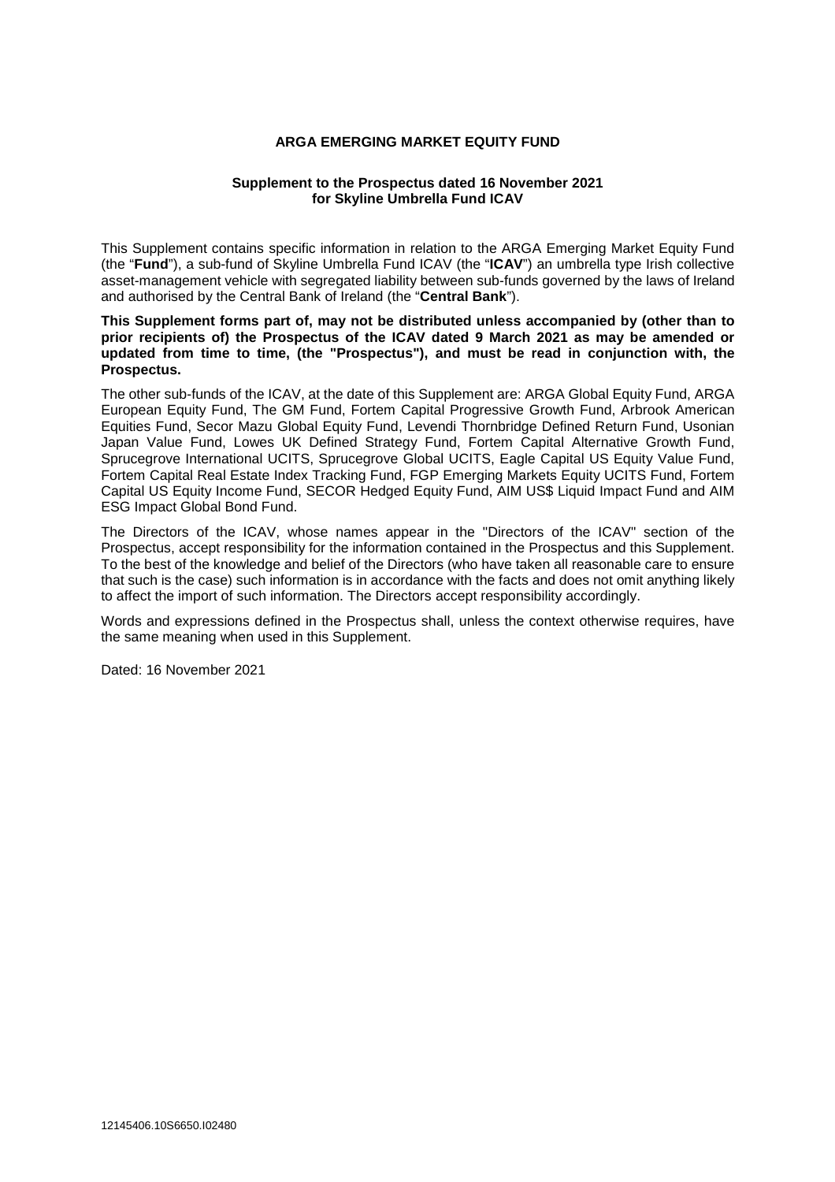# ARGA EMERGING MARKET EQUITY FUND

**Supplement to the Prospectus dated 16 November 2021**
**for Skyline Umbrella Fund ICAV**

This Supplement contains specific information in relation to the ARGA Emerging Market Equity Fund (the "**Fund**"), a sub-fund of Skyline Umbrella Fund ICAV (the "**ICAV**") an umbrella type Irish collective asset-management vehicle with segregated liability between sub-funds governed by the laws of Ireland and authorised by the Central Bank of Ireland (the "**Central Bank**").

**This Supplement forms part of, may not be distributed unless accompanied by (other than to prior recipients of) the Prospectus of the ICAV dated 9 March 2021 as may be amended or updated from time to time, (the "Prospectus"), and must be read in conjunction with, the Prospectus.**

The other sub-funds of the ICAV, at the date of this Supplement are: ARGA Global Equity Fund, ARGA European Equity Fund, The GM Fund, Fortem Capital Progressive Growth Fund, Arbrook American Equities Fund, Secor Mazu Global Equity Fund, Levendi Thornbridge Defined Return Fund, Usonian Japan Value Fund, Lowes UK Defined Strategy Fund, Fortem Capital Alternative Growth Fund, Sprucegrove International UCITS, Sprucegrove Global UCITS, Eagle Capital US Equity Value Fund, Fortem Capital Real Estate Index Tracking Fund, FGP Emerging Markets Equity UCITS Fund, Fortem Capital US Equity Income Fund, SECOR Hedged Equity Fund, AIM US$ Liquid Impact Fund and AIM ESG Impact Global Bond Fund.

The Directors of the ICAV, whose names appear in the "Directors of the ICAV" section of the Prospectus, accept responsibility for the information contained in the Prospectus and this Supplement. To the best of the knowledge and belief of the Directors (who have taken all reasonable care to ensure that such is the case) such information is in accordance with the facts and does not omit anything likely to affect the import of such information. The Directors accept responsibility accordingly.

Words and expressions defined in the Prospectus shall, unless the context otherwise requires, have the same meaning when used in this Supplement.

Dated: 16 November 2021

12145406.10S6650.I02480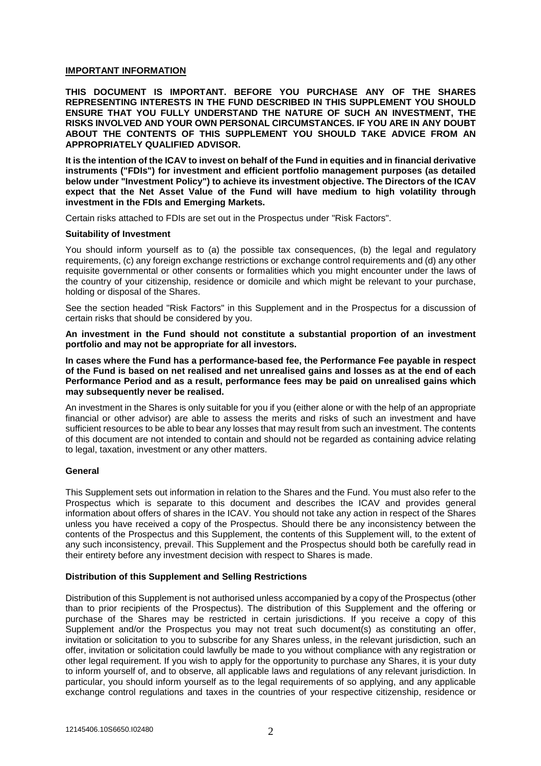## IMPORTANT INFORMATION

**THIS DOCUMENT IS IMPORTANT. BEFORE YOU PURCHASE ANY OF THE SHARES REPRESENTING INTERESTS IN THE FUND DESCRIBED IN THIS SUPPLEMENT YOU SHOULD ENSURE THAT YOU FULLY UNDERSTAND THE NATURE OF SUCH AN INVESTMENT, THE RISKS INVOLVED AND YOUR OWN PERSONAL CIRCUMSTANCES. IF YOU ARE IN ANY DOUBT ABOUT THE CONTENTS OF THIS SUPPLEMENT YOU SHOULD TAKE ADVICE FROM AN APPROPRIATELY QUALIFIED ADVISOR.**

**It is the intention of the ICAV to invest on behalf of the Fund in equities and in financial derivative instruments ("FDIs") for investment and efficient portfolio management purposes (as detailed below under "Investment Policy") to achieve its investment objective. The Directors of the ICAV expect that the Net Asset Value of the Fund will have medium to high volatility through investment in the FDIs and Emerging Markets.**

Certain risks attached to FDIs are set out in the Prospectus under "Risk Factors".

### Suitability of Investment

You should inform yourself as to (a) the possible tax consequences, (b) the legal and regulatory requirements, (c) any foreign exchange restrictions or exchange control requirements and (d) any other requisite governmental or other consents or formalities which you might encounter under the laws of the country of your citizenship, residence or domicile and which might be relevant to your purchase, holding or disposal of the Shares.

See the section headed "Risk Factors" in this Supplement and in the Prospectus for a discussion of certain risks that should be considered by you.

**An investment in the Fund should not constitute a substantial proportion of an investment portfolio and may not be appropriate for all investors.**

**In cases where the Fund has a performance-based fee, the Performance Fee payable in respect of the Fund is based on net realised and net unrealised gains and losses as at the end of each Performance Period and as a result, performance fees may be paid on unrealised gains which may subsequently never be realised.**

An investment in the Shares is only suitable for you if you (either alone or with the help of an appropriate financial or other advisor) are able to assess the merits and risks of such an investment and have sufficient resources to be able to bear any losses that may result from such an investment. The contents of this document are not intended to contain and should not be regarded as containing advice relating to legal, taxation, investment or any other matters.

### General

This Supplement sets out information in relation to the Shares and the Fund. You must also refer to the Prospectus which is separate to this document and describes the ICAV and provides general information about offers of shares in the ICAV. You should not take any action in respect of the Shares unless you have received a copy of the Prospectus. Should there be any inconsistency between the contents of the Prospectus and this Supplement, the contents of this Supplement will, to the extent of any such inconsistency, prevail. This Supplement and the Prospectus should both be carefully read in their entirety before any investment decision with respect to Shares is made.

### Distribution of this Supplement and Selling Restrictions

Distribution of this Supplement is not authorised unless accompanied by a copy of the Prospectus (other than to prior recipients of the Prospectus). The distribution of this Supplement and the offering or purchase of the Shares may be restricted in certain jurisdictions. If you receive a copy of this Supplement and/or the Prospectus you may not treat such document(s) as constituting an offer, invitation or solicitation to you to subscribe for any Shares unless, in the relevant jurisdiction, such an offer, invitation or solicitation could lawfully be made to you without compliance with any registration or other legal requirement. If you wish to apply for the opportunity to purchase any Shares, it is your duty to inform yourself of, and to observe, all applicable laws and regulations of any relevant jurisdiction. In particular, you should inform yourself as to the legal requirements of so applying, and any applicable exchange control regulations and taxes in the countries of your respective citizenship, residence or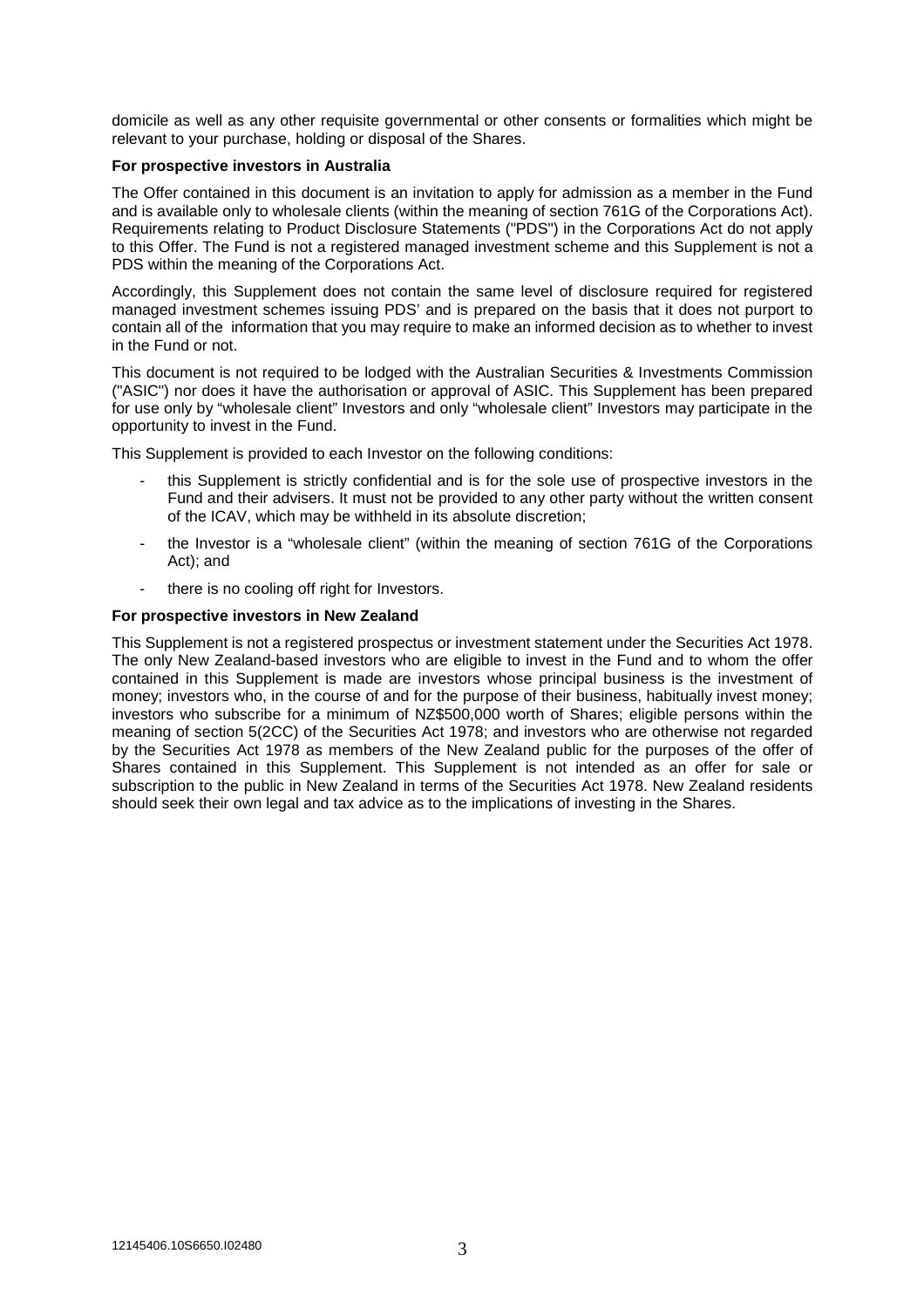domicile as well as any other requisite governmental or other consents or formalities which might be relevant to your purchase, holding or disposal of the Shares.

**For prospective investors in Australia**

The Offer contained in this document is an invitation to apply for admission as a member in the Fund and is available only to wholesale clients (within the meaning of section 761G of the Corporations Act). Requirements relating to Product Disclosure Statements ("PDS") in the Corporations Act do not apply to this Offer. The Fund is not a registered managed investment scheme and this Supplement is not a PDS within the meaning of the Corporations Act.

Accordingly, this Supplement does not contain the same level of disclosure required for registered managed investment schemes issuing PDS' and is prepared on the basis that it does not purport to contain all of the information that you may require to make an informed decision as to whether to invest in the Fund or not.

This document is not required to be lodged with the Australian Securities & Investments Commission ("ASIC") nor does it have the authorisation or approval of ASIC. This Supplement has been prepared for use only by "wholesale client" Investors and only "wholesale client" Investors may participate in the opportunity to invest in the Fund.

This Supplement is provided to each Investor on the following conditions:

- this Supplement is strictly confidential and is for the sole use of prospective investors in the Fund and their advisers. It must not be provided to any other party without the written consent of the ICAV, which may be withheld in its absolute discretion;
- the Investor is a "wholesale client" (within the meaning of section 761G of the Corporations Act); and
- there is no cooling off right for Investors.

**For prospective investors in New Zealand**

This Supplement is not a registered prospectus or investment statement under the Securities Act 1978. The only New Zealand-based investors who are eligible to invest in the Fund and to whom the offer contained in this Supplement is made are investors whose principal business is the investment of money; investors who, in the course of and for the purpose of their business, habitually invest money; investors who subscribe for a minimum of NZ$500,000 worth of Shares; eligible persons within the meaning of section 5(2CC) of the Securities Act 1978; and investors who are otherwise not regarded by the Securities Act 1978 as members of the New Zealand public for the purposes of the offer of Shares contained in this Supplement. This Supplement is not intended as an offer for sale or subscription to the public in New Zealand in terms of the Securities Act 1978. New Zealand residents should seek their own legal and tax advice as to the implications of investing in the Shares.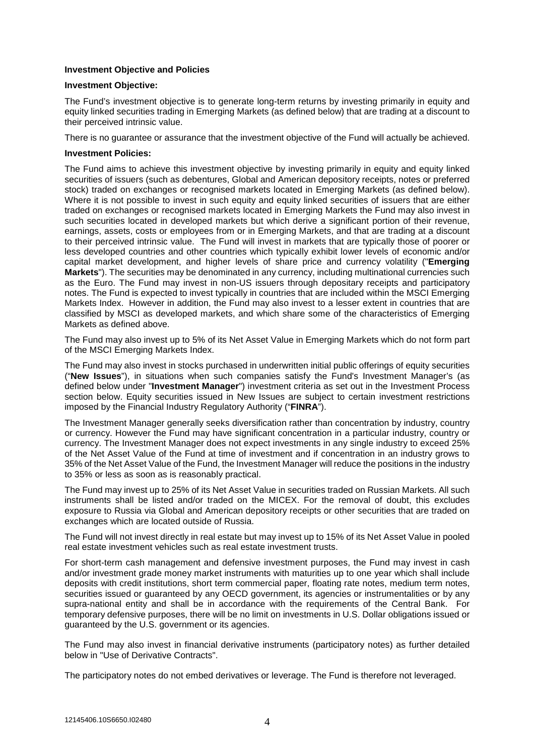**Investment Objective and Policies**

**Investment Objective:**

The Fund's investment objective is to generate long-term returns by investing primarily in equity and equity linked securities trading in Emerging Markets (as defined below) that are trading at a discount to their perceived intrinsic value.

There is no guarantee or assurance that the investment objective of the Fund will actually be achieved.

**Investment Policies:**

The Fund aims to achieve this investment objective by investing primarily in equity and equity linked securities of issuers (such as debentures, Global and American depository receipts, notes or preferred stock) traded on exchanges or recognised markets located in Emerging Markets (as defined below). Where it is not possible to invest in such equity and equity linked securities of issuers that are either traded on exchanges or recognised markets located in Emerging Markets the Fund may also invest in such securities located in developed markets but which derive a significant portion of their revenue, earnings, assets, costs or employees from or in Emerging Markets, and that are trading at a discount to their perceived intrinsic value. The Fund will invest in markets that are typically those of poorer or less developed countries and other countries which typically exhibit lower levels of economic and/or capital market development, and higher levels of share price and currency volatility ("**Emerging Markets**"). The securities may be denominated in any currency, including multinational currencies such as the Euro. The Fund may invest in non-US issuers through depositary receipts and participatory notes. The Fund is expected to invest typically in countries that are included within the MSCI Emerging Markets Index. However in addition, the Fund may also invest to a lesser extent in countries that are classified by MSCI as developed markets, and which share some of the characteristics of Emerging Markets as defined above.

The Fund may also invest up to 5% of its Net Asset Value in Emerging Markets which do not form part of the MSCI Emerging Markets Index.

The Fund may also invest in stocks purchased in underwritten initial public offerings of equity securities ("**New Issues**"), in situations when such companies satisfy the Fund's Investment Manager's (as defined below under "**Investment Manager**") investment criteria as set out in the Investment Process section below. Equity securities issued in New Issues are subject to certain investment restrictions imposed by the Financial Industry Regulatory Authority ("**FINRA**").

The Investment Manager generally seeks diversification rather than concentration by industry, country or currency. However the Fund may have significant concentration in a particular industry, country or currency. The Investment Manager does not expect investments in any single industry to exceed 25% of the Net Asset Value of the Fund at time of investment and if concentration in an industry grows to 35% of the Net Asset Value of the Fund, the Investment Manager will reduce the positions in the industry to 35% or less as soon as is reasonably practical.

The Fund may invest up to 25% of its Net Asset Value in securities traded on Russian Markets. All such instruments shall be listed and/or traded on the MICEX. For the removal of doubt, this excludes exposure to Russia via Global and American depository receipts or other securities that are traded on exchanges which are located outside of Russia.

The Fund will not invest directly in real estate but may invest up to 15% of its Net Asset Value in pooled real estate investment vehicles such as real estate investment trusts.

For short-term cash management and defensive investment purposes, the Fund may invest in cash and/or investment grade money market instruments with maturities up to one year which shall include deposits with credit institutions, short term commercial paper, floating rate notes, medium term notes, securities issued or guaranteed by any OECD government, its agencies or instrumentalities or by any supra-national entity and shall be in accordance with the requirements of the Central Bank. For temporary defensive purposes, there will be no limit on investments in U.S. Dollar obligations issued or guaranteed by the U.S. government or its agencies.

The Fund may also invest in financial derivative instruments (participatory notes) as further detailed below in "Use of Derivative Contracts".

The participatory notes do not embed derivatives or leverage. The Fund is therefore not leveraged.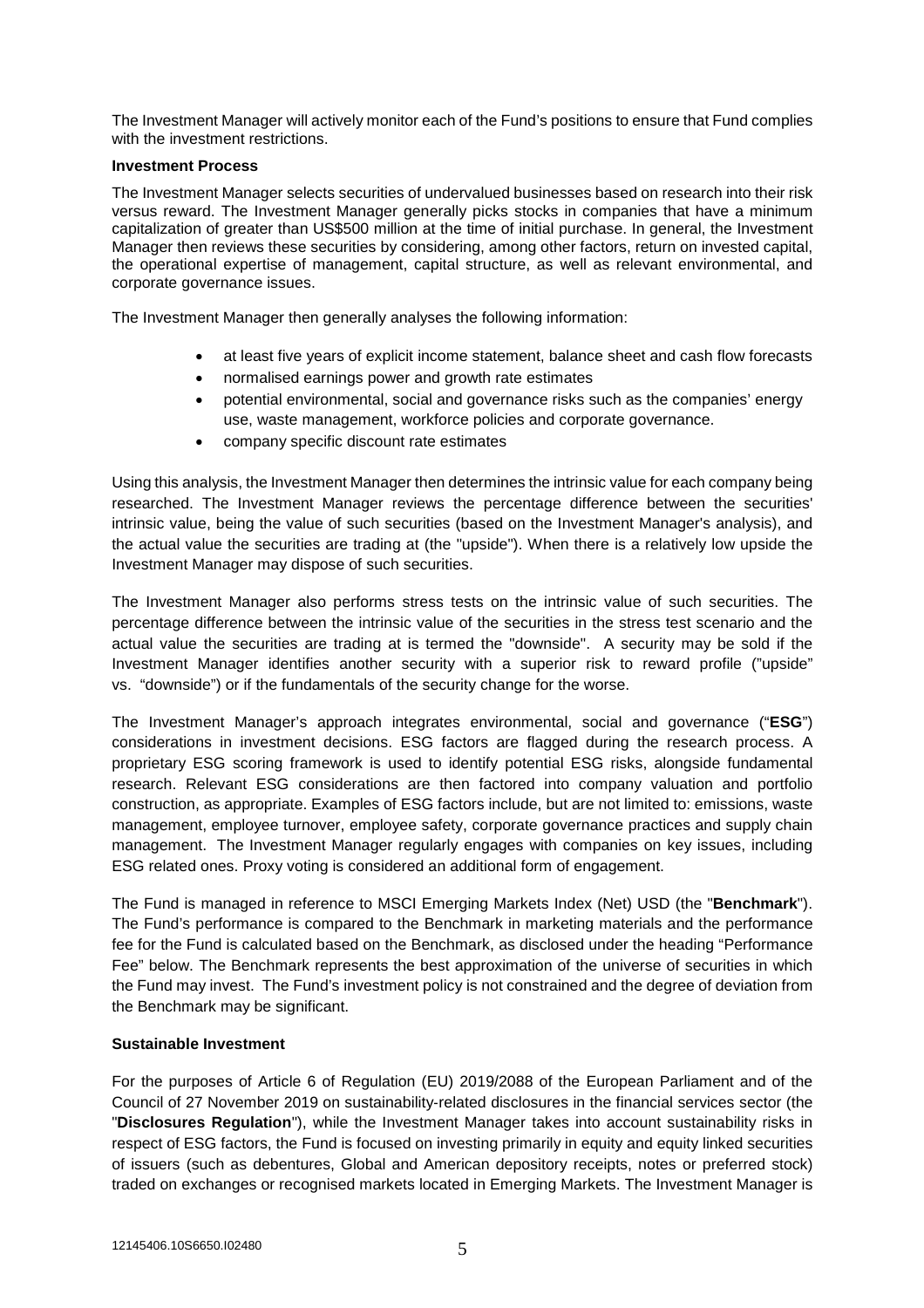The Investment Manager will actively monitor each of the Fund's positions to ensure that Fund complies with the investment restrictions.

**Investment Process**

The Investment Manager selects securities of undervalued businesses based on research into their risk versus reward. The Investment Manager generally picks stocks in companies that have a minimum capitalization of greater than US$500 million at the time of initial purchase. In general, the Investment Manager then reviews these securities by considering, among other factors, return on invested capital, the operational expertise of management, capital structure, as well as relevant environmental, and corporate governance issues.

The Investment Manager then generally analyses the following information:

- at least five years of explicit income statement, balance sheet and cash flow forecasts
- normalised earnings power and growth rate estimates
- potential environmental, social and governance risks such as the companies' energy use, waste management, workforce policies and corporate governance.
- company specific discount rate estimates

Using this analysis, the Investment Manager then determines the intrinsic value for each company being researched. The Investment Manager reviews the percentage difference between the securities' intrinsic value, being the value of such securities (based on the Investment Manager's analysis), and the actual value the securities are trading at (the "upside"). When there is a relatively low upside the Investment Manager may dispose of such securities.

The Investment Manager also performs stress tests on the intrinsic value of such securities. The percentage difference between the intrinsic value of the securities in the stress test scenario and the actual value the securities are trading at is termed the "downside". A security may be sold if the Investment Manager identifies another security with a superior risk to reward profile ("upside" vs. "downside") or if the fundamentals of the security change for the worse.

The Investment Manager's approach integrates environmental, social and governance ("**ESG**") considerations in investment decisions. ESG factors are flagged during the research process. A proprietary ESG scoring framework is used to identify potential ESG risks, alongside fundamental research. Relevant ESG considerations are then factored into company valuation and portfolio construction, as appropriate. Examples of ESG factors include, but are not limited to: emissions, waste management, employee turnover, employee safety, corporate governance practices and supply chain management. The Investment Manager regularly engages with companies on key issues, including ESG related ones. Proxy voting is considered an additional form of engagement.

The Fund is managed in reference to MSCI Emerging Markets Index (Net) USD (the "**Benchmark**"). The Fund's performance is compared to the Benchmark in marketing materials and the performance fee for the Fund is calculated based on the Benchmark, as disclosed under the heading "Performance Fee" below. The Benchmark represents the best approximation of the universe of securities in which the Fund may invest. The Fund's investment policy is not constrained and the degree of deviation from the Benchmark may be significant.

**Sustainable Investment**

For the purposes of Article 6 of Regulation (EU) 2019/2088 of the European Parliament and of the Council of 27 November 2019 on sustainability-related disclosures in the financial services sector (the "**Disclosures Regulation**"), while the Investment Manager takes into account sustainability risks in respect of ESG factors, the Fund is focused on investing primarily in equity and equity linked securities of issuers (such as debentures, Global and American depository receipts, notes or preferred stock) traded on exchanges or recognised markets located in Emerging Markets. The Investment Manager is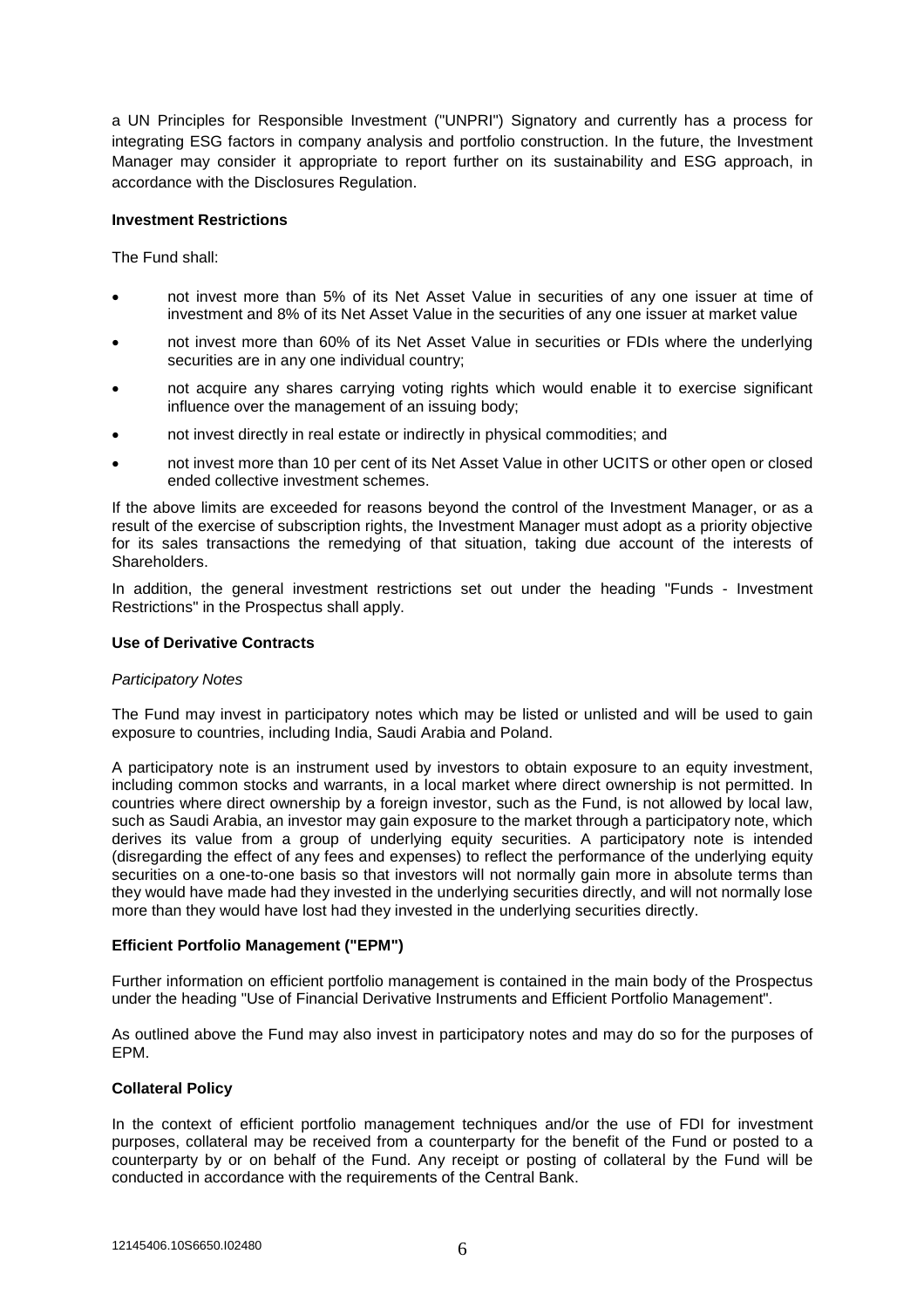a UN Principles for Responsible Investment ("UNPRI") Signatory and currently has a process for integrating ESG factors in company analysis and portfolio construction. In the future, the Investment Manager may consider it appropriate to report further on its sustainability and ESG approach, in accordance with the Disclosures Regulation.

**Investment Restrictions**

The Fund shall:

- not invest more than 5% of its Net Asset Value in securities of any one issuer at time of investment and 8% of its Net Asset Value in the securities of any one issuer at market value
- not invest more than 60% of its Net Asset Value in securities or FDIs where the underlying securities are in any one individual country;
- not acquire any shares carrying voting rights which would enable it to exercise significant influence over the management of an issuing body;
- not invest directly in real estate or indirectly in physical commodities; and
- not invest more than 10 per cent of its Net Asset Value in other UCITS or other open or closed ended collective investment schemes.

If the above limits are exceeded for reasons beyond the control of the Investment Manager, or as a result of the exercise of subscription rights, the Investment Manager must adopt as a priority objective for its sales transactions the remedying of that situation, taking due account of the interests of Shareholders.

In addition, the general investment restrictions set out under the heading "Funds - Investment Restrictions" in the Prospectus shall apply.

**Use of Derivative Contracts**

*Participatory Notes*

The Fund may invest in participatory notes which may be listed or unlisted and will be used to gain exposure to countries, including India, Saudi Arabia and Poland.

A participatory note is an instrument used by investors to obtain exposure to an equity investment, including common stocks and warrants, in a local market where direct ownership is not permitted. In countries where direct ownership by a foreign investor, such as the Fund, is not allowed by local law, such as Saudi Arabia, an investor may gain exposure to the market through a participatory note, which derives its value from a group of underlying equity securities. A participatory note is intended (disregarding the effect of any fees and expenses) to reflect the performance of the underlying equity securities on a one-to-one basis so that investors will not normally gain more in absolute terms than they would have made had they invested in the underlying securities directly, and will not normally lose more than they would have lost had they invested in the underlying securities directly.

**Efficient Portfolio Management ("EPM")**

Further information on efficient portfolio management is contained in the main body of the Prospectus under the heading "Use of Financial Derivative Instruments and Efficient Portfolio Management".

As outlined above the Fund may also invest in participatory notes and may do so for the purposes of EPM.

**Collateral Policy**

In the context of efficient portfolio management techniques and/or the use of FDI for investment purposes, collateral may be received from a counterparty for the benefit of the Fund or posted to a counterparty by or on behalf of the Fund. Any receipt or posting of collateral by the Fund will be conducted in accordance with the requirements of the Central Bank.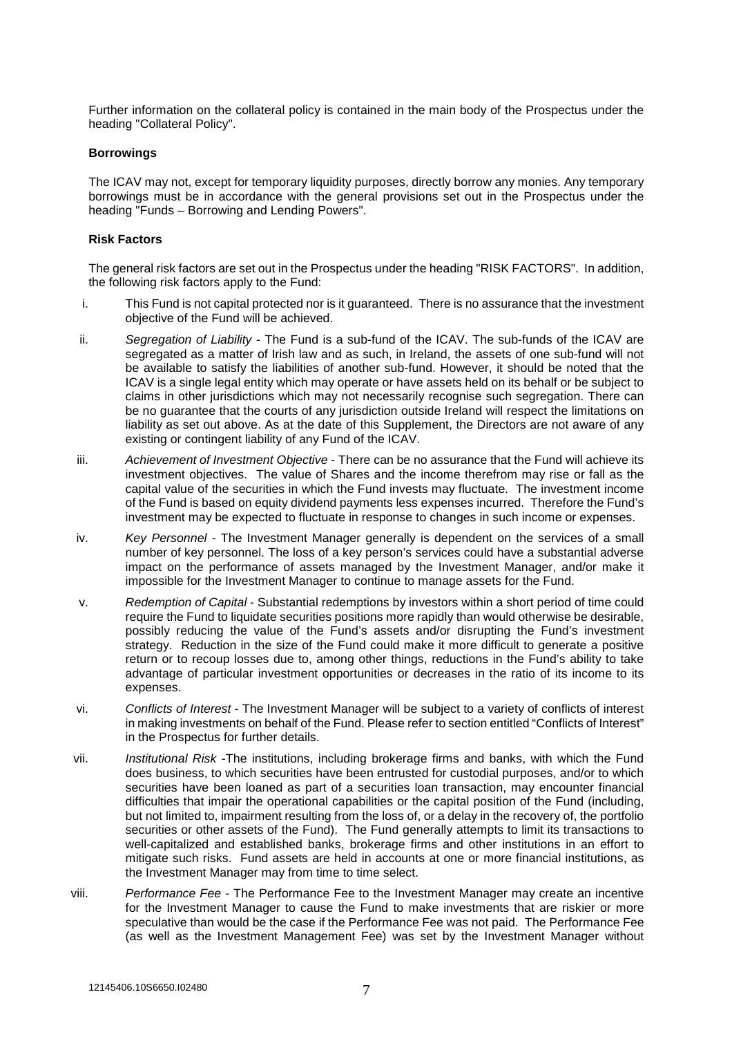Further information on the collateral policy is contained in the main body of the Prospectus under the heading "Collateral Policy".

**Borrowings**

The ICAV may not, except for temporary liquidity purposes, directly borrow any monies. Any temporary borrowings must be in accordance with the general provisions set out in the Prospectus under the heading "Funds – Borrowing and Lending Powers".

**Risk Factors**

The general risk factors are set out in the Prospectus under the heading "RISK FACTORS". In addition, the following risk factors apply to the Fund:

i. This Fund is not capital protected nor is it guaranteed. There is no assurance that the investment objective of the Fund will be achieved.

ii. *Segregation of Liability* - The Fund is a sub-fund of the ICAV. The sub-funds of the ICAV are segregated as a matter of Irish law and as such, in Ireland, the assets of one sub-fund will not be available to satisfy the liabilities of another sub-fund. However, it should be noted that the ICAV is a single legal entity which may operate or have assets held on its behalf or be subject to claims in other jurisdictions which may not necessarily recognise such segregation. There can be no guarantee that the courts of any jurisdiction outside Ireland will respect the limitations on liability as set out above. As at the date of this Supplement, the Directors are not aware of any existing or contingent liability of any Fund of the ICAV.

iii. *Achievement of Investment Objective* - There can be no assurance that the Fund will achieve its investment objectives. The value of Shares and the income therefrom may rise or fall as the capital value of the securities in which the Fund invests may fluctuate. The investment income of the Fund is based on equity dividend payments less expenses incurred. Therefore the Fund's investment may be expected to fluctuate in response to changes in such income or expenses.

iv. *Key Personnel* - The Investment Manager generally is dependent on the services of a small number of key personnel. The loss of a key person's services could have a substantial adverse impact on the performance of assets managed by the Investment Manager, and/or make it impossible for the Investment Manager to continue to manage assets for the Fund.

v. *Redemption of Capital* - Substantial redemptions by investors within a short period of time could require the Fund to liquidate securities positions more rapidly than would otherwise be desirable, possibly reducing the value of the Fund's assets and/or disrupting the Fund's investment strategy. Reduction in the size of the Fund could make it more difficult to generate a positive return or to recoup losses due to, among other things, reductions in the Fund's ability to take advantage of particular investment opportunities or decreases in the ratio of its income to its expenses.

vi. *Conflicts of Interest* - The Investment Manager will be subject to a variety of conflicts of interest in making investments on behalf of the Fund. Please refer to section entitled "Conflicts of Interest" in the Prospectus for further details.

vii. *Institutional Risk* -The institutions, including brokerage firms and banks, with which the Fund does business, to which securities have been entrusted for custodial purposes, and/or to which securities have been loaned as part of a securities loan transaction, may encounter financial difficulties that impair the operational capabilities or the capital position of the Fund (including, but not limited to, impairment resulting from the loss of, or a delay in the recovery of, the portfolio securities or other assets of the Fund). The Fund generally attempts to limit its transactions to well-capitalized and established banks, brokerage firms and other institutions in an effort to mitigate such risks. Fund assets are held in accounts at one or more financial institutions, as the Investment Manager may from time to time select.

viii. *Performance Fee* - The Performance Fee to the Investment Manager may create an incentive for the Investment Manager to cause the Fund to make investments that are riskier or more speculative than would be the case if the Performance Fee was not paid. The Performance Fee (as well as the Investment Management Fee) was set by the Investment Manager without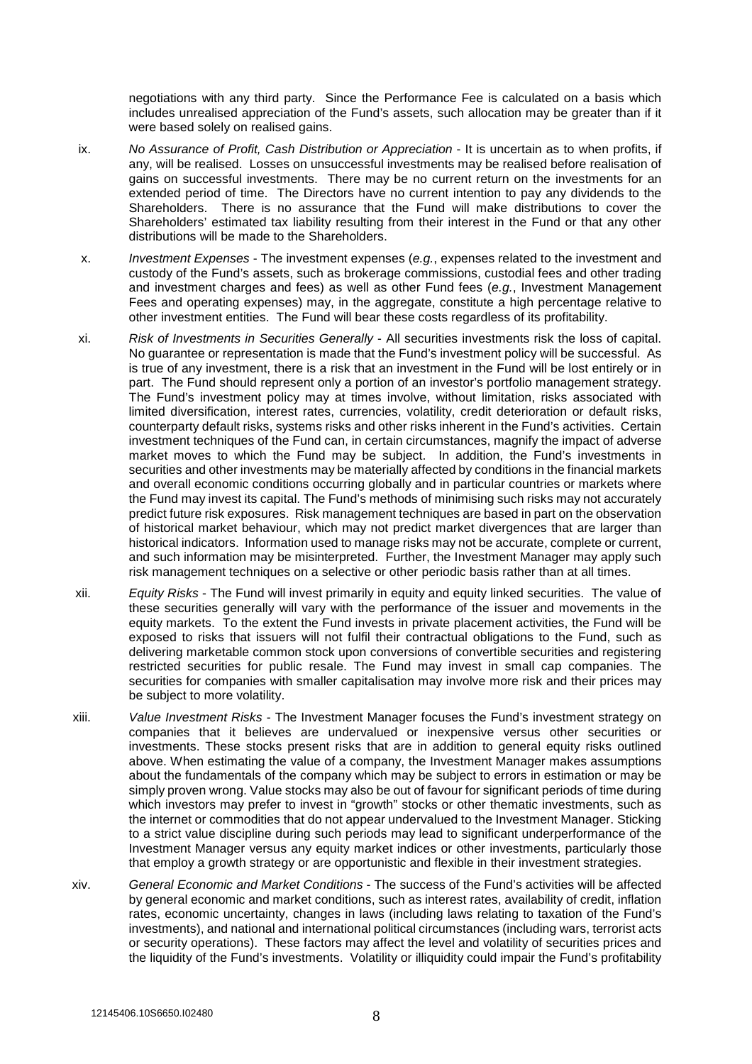negotiations with any third party. Since the Performance Fee is calculated on a basis which includes unrealised appreciation of the Fund's assets, such allocation may be greater than if it were based solely on realised gains.

ix. *No Assurance of Profit, Cash Distribution or Appreciation* - It is uncertain as to when profits, if any, will be realised. Losses on unsuccessful investments may be realised before realisation of gains on successful investments. There may be no current return on the investments for an extended period of time. The Directors have no current intention to pay any dividends to the Shareholders. There is no assurance that the Fund will make distributions to cover the Shareholders' estimated tax liability resulting from their interest in the Fund or that any other distributions will be made to the Shareholders.

x. *Investment Expenses* - The investment expenses (*e.g.*, expenses related to the investment and custody of the Fund's assets, such as brokerage commissions, custodial fees and other trading and investment charges and fees) as well as other Fund fees (*e.g.*, Investment Management Fees and operating expenses) may, in the aggregate, constitute a high percentage relative to other investment entities. The Fund will bear these costs regardless of its profitability.

xi. *Risk of Investments in Securities Generally* - All securities investments risk the loss of capital. No guarantee or representation is made that the Fund's investment policy will be successful. As is true of any investment, there is a risk that an investment in the Fund will be lost entirely or in part. The Fund should represent only a portion of an investor's portfolio management strategy. The Fund's investment policy may at times involve, without limitation, risks associated with limited diversification, interest rates, currencies, volatility, credit deterioration or default risks, counterparty default risks, systems risks and other risks inherent in the Fund's activities. Certain investment techniques of the Fund can, in certain circumstances, magnify the impact of adverse market moves to which the Fund may be subject. In addition, the Fund's investments in securities and other investments may be materially affected by conditions in the financial markets and overall economic conditions occurring globally and in particular countries or markets where the Fund may invest its capital. The Fund's methods of minimising such risks may not accurately predict future risk exposures. Risk management techniques are based in part on the observation of historical market behaviour, which may not predict market divergences that are larger than historical indicators. Information used to manage risks may not be accurate, complete or current, and such information may be misinterpreted. Further, the Investment Manager may apply such risk management techniques on a selective or other periodic basis rather than at all times.

xii. *Equity Risks* - The Fund will invest primarily in equity and equity linked securities. The value of these securities generally will vary with the performance of the issuer and movements in the equity markets. To the extent the Fund invests in private placement activities, the Fund will be exposed to risks that issuers will not fulfil their contractual obligations to the Fund, such as delivering marketable common stock upon conversions of convertible securities and registering restricted securities for public resale. The Fund may invest in small cap companies. The securities for companies with smaller capitalisation may involve more risk and their prices may be subject to more volatility.

xiii. *Value Investment Risks* - The Investment Manager focuses the Fund's investment strategy on companies that it believes are undervalued or inexpensive versus other securities or investments. These stocks present risks that are in addition to general equity risks outlined above. When estimating the value of a company, the Investment Manager makes assumptions about the fundamentals of the company which may be subject to errors in estimation or may be simply proven wrong. Value stocks may also be out of favour for significant periods of time during which investors may prefer to invest in "growth" stocks or other thematic investments, such as the internet or commodities that do not appear undervalued to the Investment Manager. Sticking to a strict value discipline during such periods may lead to significant underperformance of the Investment Manager versus any equity market indices or other investments, particularly those that employ a growth strategy or are opportunistic and flexible in their investment strategies.

xiv. *General Economic and Market Conditions* - The success of the Fund's activities will be affected by general economic and market conditions, such as interest rates, availability of credit, inflation rates, economic uncertainty, changes in laws (including laws relating to taxation of the Fund's investments), and national and international political circumstances (including wars, terrorist acts or security operations). These factors may affect the level and volatility of securities prices and the liquidity of the Fund's investments. Volatility or illiquidity could impair the Fund's profitability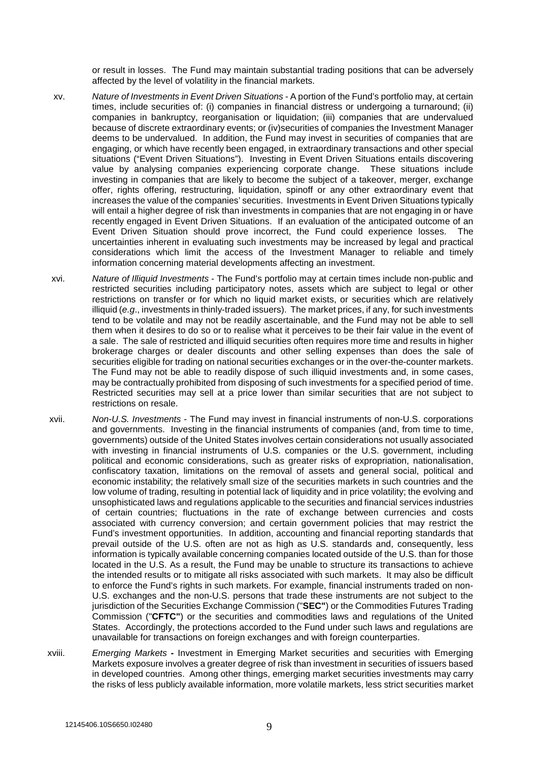or result in losses. The Fund may maintain substantial trading positions that can be adversely affected by the level of volatility in the financial markets.

xv. *Nature of Investments in Event Driven Situations* - A portion of the Fund's portfolio may, at certain times, include securities of: (i) companies in financial distress or undergoing a turnaround; (ii) companies in bankruptcy, reorganisation or liquidation; (iii) companies that are undervalued because of discrete extraordinary events; or (iv)securities of companies the Investment Manager deems to be undervalued. In addition, the Fund may invest in securities of companies that are engaging, or which have recently been engaged, in extraordinary transactions and other special situations ("Event Driven Situations"). Investing in Event Driven Situations entails discovering value by analysing companies experiencing corporate change. These situations include investing in companies that are likely to become the subject of a takeover, merger, exchange offer, rights offering, restructuring, liquidation, spinoff or any other extraordinary event that increases the value of the companies' securities. Investments in Event Driven Situations typically will entail a higher degree of risk than investments in companies that are not engaging in or have recently engaged in Event Driven Situations. If an evaluation of the anticipated outcome of an Event Driven Situation should prove incorrect, the Fund could experience losses. The uncertainties inherent in evaluating such investments may be increased by legal and practical considerations which limit the access of the Investment Manager to reliable and timely information concerning material developments affecting an investment.

xvi. *Nature of Illiquid Investments* - The Fund's portfolio may at certain times include non-public and restricted securities including participatory notes, assets which are subject to legal or other restrictions on transfer or for which no liquid market exists, or securities which are relatively illiquid (*e.g*., investments in thinly-traded issuers). The market prices, if any, for such investments tend to be volatile and may not be readily ascertainable, and the Fund may not be able to sell them when it desires to do so or to realise what it perceives to be their fair value in the event of a sale. The sale of restricted and illiquid securities often requires more time and results in higher brokerage charges or dealer discounts and other selling expenses than does the sale of securities eligible for trading on national securities exchanges or in the over-the-counter markets. The Fund may not be able to readily dispose of such illiquid investments and, in some cases, may be contractually prohibited from disposing of such investments for a specified period of time. Restricted securities may sell at a price lower than similar securities that are not subject to restrictions on resale.

xvii. *Non-U.S. Investments* - The Fund may invest in financial instruments of non-U.S. corporations and governments. Investing in the financial instruments of companies (and, from time to time, governments) outside of the United States involves certain considerations not usually associated with investing in financial instruments of U.S. companies or the U.S. government, including political and economic considerations, such as greater risks of expropriation, nationalisation, confiscatory taxation, limitations on the removal of assets and general social, political and economic instability; the relatively small size of the securities markets in such countries and the low volume of trading, resulting in potential lack of liquidity and in price volatility; the evolving and unsophisticated laws and regulations applicable to the securities and financial services industries of certain countries; fluctuations in the rate of exchange between currencies and costs associated with currency conversion; and certain government policies that may restrict the Fund's investment opportunities. In addition, accounting and financial reporting standards that prevail outside of the U.S. often are not as high as U.S. standards and, consequently, less information is typically available concerning companies located outside of the U.S. than for those located in the U.S. As a result, the Fund may be unable to structure its transactions to achieve the intended results or to mitigate all risks associated with such markets. It may also be difficult to enforce the Fund's rights in such markets. For example, financial instruments traded on non-U.S. exchanges and the non-U.S. persons that trade these instruments are not subject to the jurisdiction of the Securities Exchange Commission ("**SEC"**) or the Commodities Futures Trading Commission ("**CFTC"**) or the securities and commodities laws and regulations of the United States. Accordingly, the protections accorded to the Fund under such laws and regulations are unavailable for transactions on foreign exchanges and with foreign counterparties.

xviii. *Emerging Markets* **-** Investment in Emerging Market securities and securities with Emerging Markets exposure involves a greater degree of risk than investment in securities of issuers based in developed countries. Among other things, emerging market securities investments may carry the risks of less publicly available information, more volatile markets, less strict securities market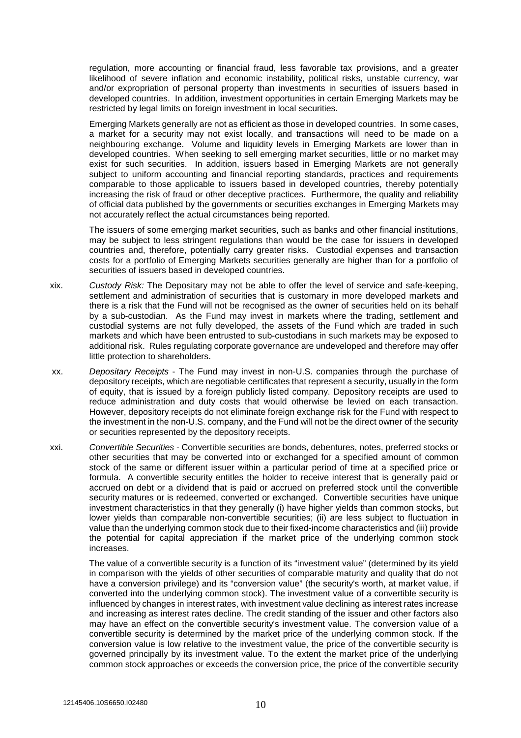regulation, more accounting or financial fraud, less favorable tax provisions, and a greater likelihood of severe inflation and economic instability, political risks, unstable currency, war and/or expropriation of personal property than investments in securities of issuers based in developed countries. In addition, investment opportunities in certain Emerging Markets may be restricted by legal limits on foreign investment in local securities.

Emerging Markets generally are not as efficient as those in developed countries. In some cases, a market for a security may not exist locally, and transactions will need to be made on a neighbouring exchange. Volume and liquidity levels in Emerging Markets are lower than in developed countries. When seeking to sell emerging market securities, little or no market may exist for such securities. In addition, issuers based in Emerging Markets are not generally subject to uniform accounting and financial reporting standards, practices and requirements comparable to those applicable to issuers based in developed countries, thereby potentially increasing the risk of fraud or other deceptive practices. Furthermore, the quality and reliability of official data published by the governments or securities exchanges in Emerging Markets may not accurately reflect the actual circumstances being reported.

The issuers of some emerging market securities, such as banks and other financial institutions, may be subject to less stringent regulations than would be the case for issuers in developed countries and, therefore, potentially carry greater risks. Custodial expenses and transaction costs for a portfolio of Emerging Markets securities generally are higher than for a portfolio of securities of issuers based in developed countries.

xix. *Custody Risk:* The Depositary may not be able to offer the level of service and safe-keeping, settlement and administration of securities that is customary in more developed markets and there is a risk that the Fund will not be recognised as the owner of securities held on its behalf by a sub-custodian. As the Fund may invest in markets where the trading, settlement and custodial systems are not fully developed, the assets of the Fund which are traded in such markets and which have been entrusted to sub-custodians in such markets may be exposed to additional risk. Rules regulating corporate governance are undeveloped and therefore may offer little protection to shareholders.

xx. *Depositary Receipts* - The Fund may invest in non-U.S. companies through the purchase of depository receipts, which are negotiable certificates that represent a security, usually in the form of equity, that is issued by a foreign publicly listed company. Depository receipts are used to reduce administration and duty costs that would otherwise be levied on each transaction. However, depository receipts do not eliminate foreign exchange risk for the Fund with respect to the investment in the non-U.S. company, and the Fund will not be the direct owner of the security or securities represented by the depository receipts.

xxi. *Convertible Securities* - Convertible securities are bonds, debentures, notes, preferred stocks or other securities that may be converted into or exchanged for a specified amount of common stock of the same or different issuer within a particular period of time at a specified price or formula. A convertible security entitles the holder to receive interest that is generally paid or accrued on debt or a dividend that is paid or accrued on preferred stock until the convertible security matures or is redeemed, converted or exchanged. Convertible securities have unique investment characteristics in that they generally (i) have higher yields than common stocks, but lower yields than comparable non-convertible securities; (ii) are less subject to fluctuation in value than the underlying common stock due to their fixed-income characteristics and (iii) provide the potential for capital appreciation if the market price of the underlying common stock increases.

The value of a convertible security is a function of its "investment value" (determined by its yield in comparison with the yields of other securities of comparable maturity and quality that do not have a conversion privilege) and its "conversion value" (the security's worth, at market value, if converted into the underlying common stock). The investment value of a convertible security is influenced by changes in interest rates, with investment value declining as interest rates increase and increasing as interest rates decline. The credit standing of the issuer and other factors also may have an effect on the convertible security's investment value. The conversion value of a convertible security is determined by the market price of the underlying common stock. If the conversion value is low relative to the investment value, the price of the convertible security is governed principally by its investment value. To the extent the market price of the underlying common stock approaches or exceeds the conversion price, the price of the convertible security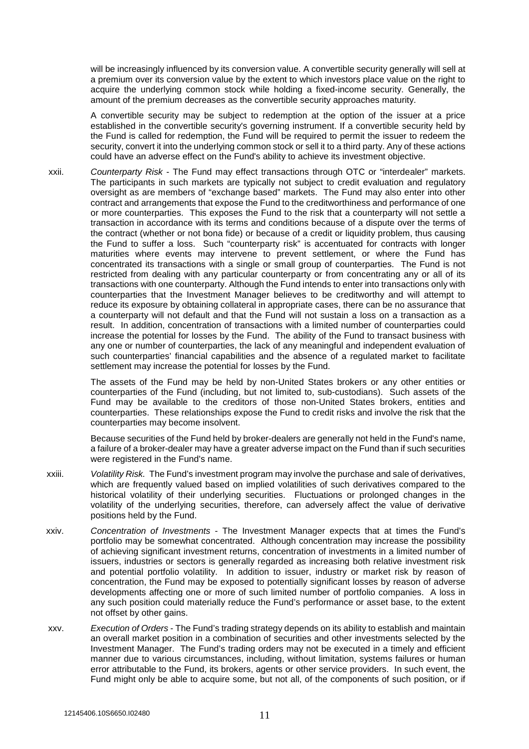will be increasingly influenced by its conversion value. A convertible security generally will sell at a premium over its conversion value by the extent to which investors place value on the right to acquire the underlying common stock while holding a fixed-income security. Generally, the amount of the premium decreases as the convertible security approaches maturity.

A convertible security may be subject to redemption at the option of the issuer at a price established in the convertible security's governing instrument. If a convertible security held by the Fund is called for redemption, the Fund will be required to permit the issuer to redeem the security, convert it into the underlying common stock or sell it to a third party. Any of these actions could have an adverse effect on the Fund's ability to achieve its investment objective.

xxii. *Counterparty Risk* - The Fund may effect transactions through OTC or "interdealer" markets. The participants in such markets are typically not subject to credit evaluation and regulatory oversight as are members of "exchange based" markets. The Fund may also enter into other contract and arrangements that expose the Fund to the creditworthiness and performance of one or more counterparties. This exposes the Fund to the risk that a counterparty will not settle a transaction in accordance with its terms and conditions because of a dispute over the terms of the contract (whether or not bona fide) or because of a credit or liquidity problem, thus causing the Fund to suffer a loss. Such "counterparty risk" is accentuated for contracts with longer maturities where events may intervene to prevent settlement, or where the Fund has concentrated its transactions with a single or small group of counterparties. The Fund is not restricted from dealing with any particular counterparty or from concentrating any or all of its transactions with one counterparty. Although the Fund intends to enter into transactions only with counterparties that the Investment Manager believes to be creditworthy and will attempt to reduce its exposure by obtaining collateral in appropriate cases, there can be no assurance that a counterparty will not default and that the Fund will not sustain a loss on a transaction as a result. In addition, concentration of transactions with a limited number of counterparties could increase the potential for losses by the Fund. The ability of the Fund to transact business with any one or number of counterparties, the lack of any meaningful and independent evaluation of such counterparties' financial capabilities and the absence of a regulated market to facilitate settlement may increase the potential for losses by the Fund.

The assets of the Fund may be held by non-United States brokers or any other entities or counterparties of the Fund (including, but not limited to, sub-custodians). Such assets of the Fund may be available to the creditors of those non-United States brokers, entities and counterparties. These relationships expose the Fund to credit risks and involve the risk that the counterparties may become insolvent.

Because securities of the Fund held by broker-dealers are generally not held in the Fund's name, a failure of a broker-dealer may have a greater adverse impact on the Fund than if such securities were registered in the Fund's name.

xxiii. *Volatility Risk.* The Fund's investment program may involve the purchase and sale of derivatives, which are frequently valued based on implied volatilities of such derivatives compared to the historical volatility of their underlying securities. Fluctuations or prolonged changes in the volatility of the underlying securities, therefore, can adversely affect the value of derivative positions held by the Fund.

xxiv. *Concentration of Investments* - The Investment Manager expects that at times the Fund's portfolio may be somewhat concentrated. Although concentration may increase the possibility of achieving significant investment returns, concentration of investments in a limited number of issuers, industries or sectors is generally regarded as increasing both relative investment risk and potential portfolio volatility. In addition to issuer, industry or market risk by reason of concentration, the Fund may be exposed to potentially significant losses by reason of adverse developments affecting one or more of such limited number of portfolio companies. A loss in any such position could materially reduce the Fund's performance or asset base, to the extent not offset by other gains.

xxv. *Execution of Orders* - The Fund's trading strategy depends on its ability to establish and maintain an overall market position in a combination of securities and other investments selected by the Investment Manager. The Fund's trading orders may not be executed in a timely and efficient manner due to various circumstances, including, without limitation, systems failures or human error attributable to the Fund, its brokers, agents or other service providers. In such event, the Fund might only be able to acquire some, but not all, of the components of such position, or if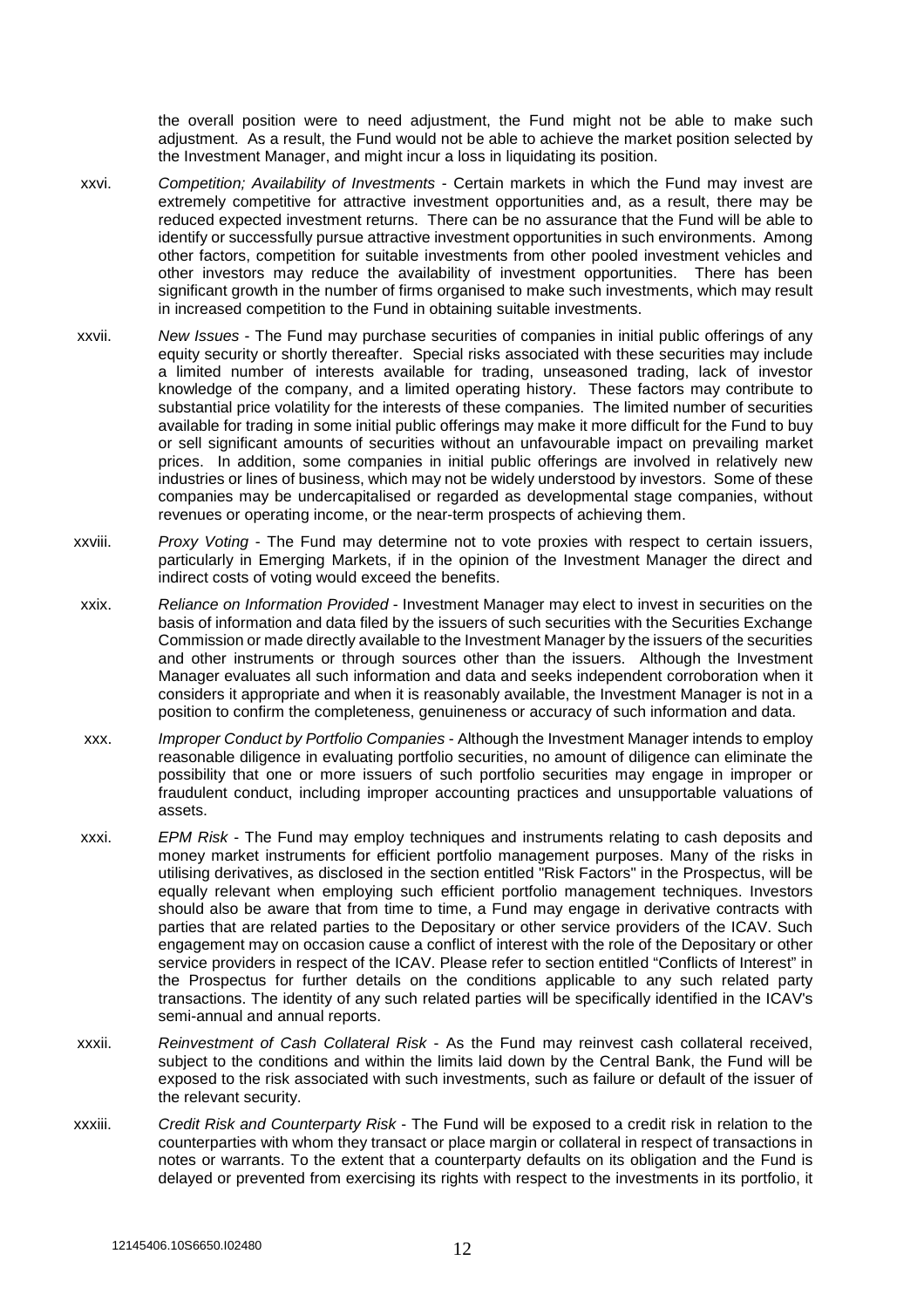the overall position were to need adjustment, the Fund might not be able to make such adjustment. As a result, the Fund would not be able to achieve the market position selected by the Investment Manager, and might incur a loss in liquidating its position.

xxvi. *Competition; Availability of Investments* - Certain markets in which the Fund may invest are extremely competitive for attractive investment opportunities and, as a result, there may be reduced expected investment returns. There can be no assurance that the Fund will be able to identify or successfully pursue attractive investment opportunities in such environments. Among other factors, competition for suitable investments from other pooled investment vehicles and other investors may reduce the availability of investment opportunities. There has been significant growth in the number of firms organised to make such investments, which may result in increased competition to the Fund in obtaining suitable investments.

xxvii. *New Issues* - The Fund may purchase securities of companies in initial public offerings of any equity security or shortly thereafter. Special risks associated with these securities may include a limited number of interests available for trading, unseasoned trading, lack of investor knowledge of the company, and a limited operating history. These factors may contribute to substantial price volatility for the interests of these companies. The limited number of securities available for trading in some initial public offerings may make it more difficult for the Fund to buy or sell significant amounts of securities without an unfavourable impact on prevailing market prices. In addition, some companies in initial public offerings are involved in relatively new industries or lines of business, which may not be widely understood by investors. Some of these companies may be undercapitalised or regarded as developmental stage companies, without revenues or operating income, or the near-term prospects of achieving them.

xxviii. *Proxy Voting* - The Fund may determine not to vote proxies with respect to certain issuers, particularly in Emerging Markets, if in the opinion of the Investment Manager the direct and indirect costs of voting would exceed the benefits.

xxix. *Reliance on Information Provided* - Investment Manager may elect to invest in securities on the basis of information and data filed by the issuers of such securities with the Securities Exchange Commission or made directly available to the Investment Manager by the issuers of the securities and other instruments or through sources other than the issuers. Although the Investment Manager evaluates all such information and data and seeks independent corroboration when it considers it appropriate and when it is reasonably available, the Investment Manager is not in a position to confirm the completeness, genuineness or accuracy of such information and data.

xxx. *Improper Conduct by Portfolio Companies* - Although the Investment Manager intends to employ reasonable diligence in evaluating portfolio securities, no amount of diligence can eliminate the possibility that one or more issuers of such portfolio securities may engage in improper or fraudulent conduct, including improper accounting practices and unsupportable valuations of assets.

xxxi. *EPM Risk* - The Fund may employ techniques and instruments relating to cash deposits and money market instruments for efficient portfolio management purposes. Many of the risks in utilising derivatives, as disclosed in the section entitled "Risk Factors" in the Prospectus, will be equally relevant when employing such efficient portfolio management techniques. Investors should also be aware that from time to time, a Fund may engage in derivative contracts with parties that are related parties to the Depositary or other service providers of the ICAV. Such engagement may on occasion cause a conflict of interest with the role of the Depositary or other service providers in respect of the ICAV. Please refer to section entitled "Conflicts of Interest" in the Prospectus for further details on the conditions applicable to any such related party transactions. The identity of any such related parties will be specifically identified in the ICAV's semi-annual and annual reports.

xxxii. *Reinvestment of Cash Collateral Risk* - As the Fund may reinvest cash collateral received, subject to the conditions and within the limits laid down by the Central Bank, the Fund will be exposed to the risk associated with such investments, such as failure or default of the issuer of the relevant security.

xxxiii. *Credit Risk and Counterparty Risk* - The Fund will be exposed to a credit risk in relation to the counterparties with whom they transact or place margin or collateral in respect of transactions in notes or warrants. To the extent that a counterparty defaults on its obligation and the Fund is delayed or prevented from exercising its rights with respect to the investments in its portfolio, it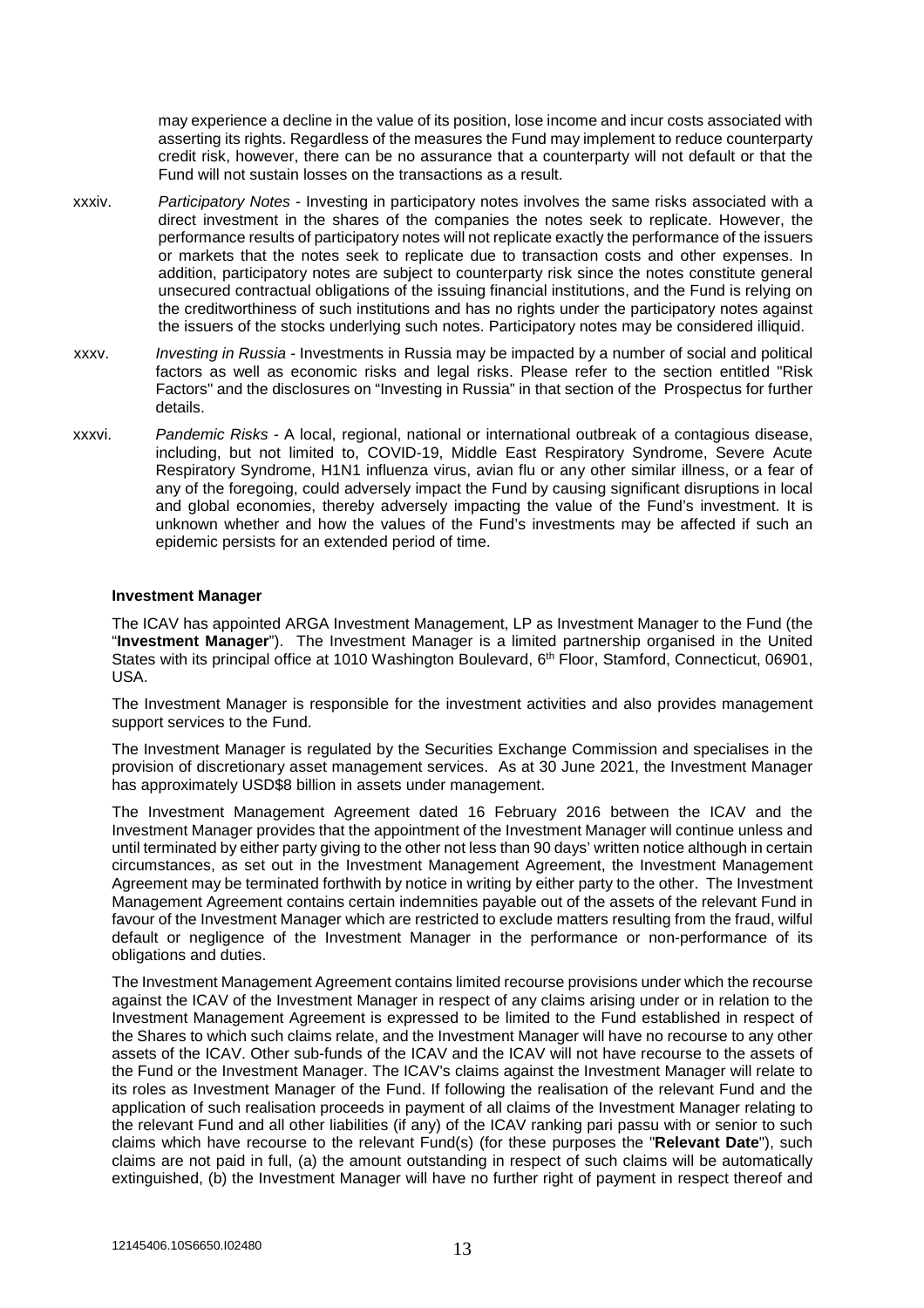may experience a decline in the value of its position, lose income and incur costs associated with asserting its rights. Regardless of the measures the Fund may implement to reduce counterparty credit risk, however, there can be no assurance that a counterparty will not default or that the Fund will not sustain losses on the transactions as a result.

xxxiv. *Participatory Notes* - Investing in participatory notes involves the same risks associated with a direct investment in the shares of the companies the notes seek to replicate. However, the performance results of participatory notes will not replicate exactly the performance of the issuers or markets that the notes seek to replicate due to transaction costs and other expenses. In addition, participatory notes are subject to counterparty risk since the notes constitute general unsecured contractual obligations of the issuing financial institutions, and the Fund is relying on the creditworthiness of such institutions and has no rights under the participatory notes against the issuers of the stocks underlying such notes. Participatory notes may be considered illiquid.

xxxv. *Investing in Russia* - Investments in Russia may be impacted by a number of social and political factors as well as economic risks and legal risks. Please refer to the section entitled "Risk Factors" and the disclosures on "Investing in Russia" in that section of the Prospectus for further details.

xxxvi. *Pandemic Risks* - A local, regional, national or international outbreak of a contagious disease, including, but not limited to, COVID-19, Middle East Respiratory Syndrome, Severe Acute Respiratory Syndrome, H1N1 influenza virus, avian flu or any other similar illness, or a fear of any of the foregoing, could adversely impact the Fund by causing significant disruptions in local and global economies, thereby adversely impacting the value of the Fund's investment. It is unknown whether and how the values of the Fund's investments may be affected if such an epidemic persists for an extended period of time.

**Investment Manager**

The ICAV has appointed ARGA Investment Management, LP as Investment Manager to the Fund (the "**Investment Manager**"). The Investment Manager is a limited partnership organised in the United States with its principal office at 1010 Washington Boulevard, 6th Floor, Stamford, Connecticut, 06901, USA.

The Investment Manager is responsible for the investment activities and also provides management support services to the Fund.

The Investment Manager is regulated by the Securities Exchange Commission and specialises in the provision of discretionary asset management services. As at 30 June 2021, the Investment Manager has approximately USD$8 billion in assets under management.

The Investment Management Agreement dated 16 February 2016 between the ICAV and the Investment Manager provides that the appointment of the Investment Manager will continue unless and until terminated by either party giving to the other not less than 90 days' written notice although in certain circumstances, as set out in the Investment Management Agreement, the Investment Management Agreement may be terminated forthwith by notice in writing by either party to the other. The Investment Management Agreement contains certain indemnities payable out of the assets of the relevant Fund in favour of the Investment Manager which are restricted to exclude matters resulting from the fraud, wilful default or negligence of the Investment Manager in the performance or non-performance of its obligations and duties.

The Investment Management Agreement contains limited recourse provisions under which the recourse against the ICAV of the Investment Manager in respect of any claims arising under or in relation to the Investment Management Agreement is expressed to be limited to the Fund established in respect of the Shares to which such claims relate, and the Investment Manager will have no recourse to any other assets of the ICAV. Other sub-funds of the ICAV and the ICAV will not have recourse to the assets of the Fund or the Investment Manager. The ICAV's claims against the Investment Manager will relate to its roles as Investment Manager of the Fund. If following the realisation of the relevant Fund and the application of such realisation proceeds in payment of all claims of the Investment Manager relating to the relevant Fund and all other liabilities (if any) of the ICAV ranking pari passu with or senior to such claims which have recourse to the relevant Fund(s) (for these purposes the "**Relevant Date**"), such claims are not paid in full, (a) the amount outstanding in respect of such claims will be automatically extinguished, (b) the Investment Manager will have no further right of payment in respect thereof and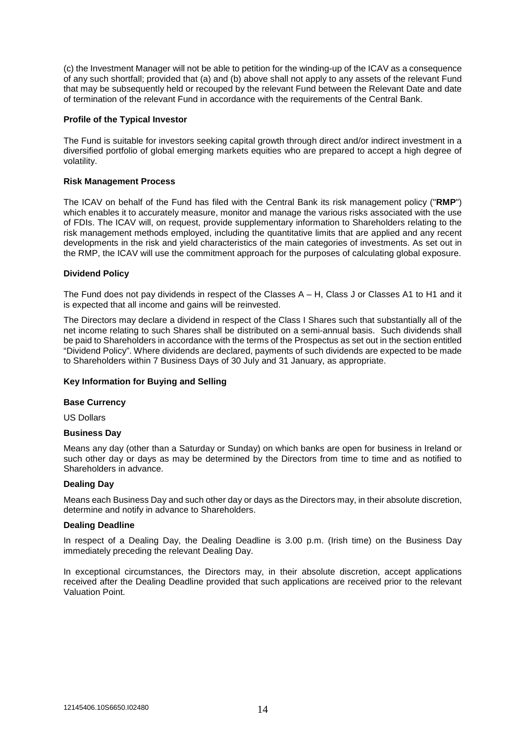(c) the Investment Manager will not be able to petition for the winding-up of the ICAV as a consequence of any such shortfall; provided that (a) and (b) above shall not apply to any assets of the relevant Fund that may be subsequently held or recouped by the relevant Fund between the Relevant Date and date of termination of the relevant Fund in accordance with the requirements of the Central Bank.

**Profile of the Typical Investor**

The Fund is suitable for investors seeking capital growth through direct and/or indirect investment in a diversified portfolio of global emerging markets equities who are prepared to accept a high degree of volatility.

**Risk Management Process**

The ICAV on behalf of the Fund has filed with the Central Bank its risk management policy ("**RMP**") which enables it to accurately measure, monitor and manage the various risks associated with the use of FDIs. The ICAV will, on request, provide supplementary information to Shareholders relating to the risk management methods employed, including the quantitative limits that are applied and any recent developments in the risk and yield characteristics of the main categories of investments. As set out in the RMP, the ICAV will use the commitment approach for the purposes of calculating global exposure.

**Dividend Policy**

The Fund does not pay dividends in respect of the Classes A – H, Class J or Classes A1 to H1 and it is expected that all income and gains will be reinvested.

The Directors may declare a dividend in respect of the Class I Shares such that substantially all of the net income relating to such Shares shall be distributed on a semi-annual basis. Such dividends shall be paid to Shareholders in accordance with the terms of the Prospectus as set out in the section entitled "Dividend Policy". Where dividends are declared, payments of such dividends are expected to be made to Shareholders within 7 Business Days of 30 July and 31 January, as appropriate.

**Key Information for Buying and Selling**

**Base Currency**

US Dollars

**Business Day**

Means any day (other than a Saturday or Sunday) on which banks are open for business in Ireland or such other day or days as may be determined by the Directors from time to time and as notified to Shareholders in advance.

**Dealing Day**

Means each Business Day and such other day or days as the Directors may, in their absolute discretion, determine and notify in advance to Shareholders.

**Dealing Deadline**

In respect of a Dealing Day, the Dealing Deadline is 3.00 p.m. (Irish time) on the Business Day immediately preceding the relevant Dealing Day.

In exceptional circumstances, the Directors may, in their absolute discretion, accept applications received after the Dealing Deadline provided that such applications are received prior to the relevant Valuation Point.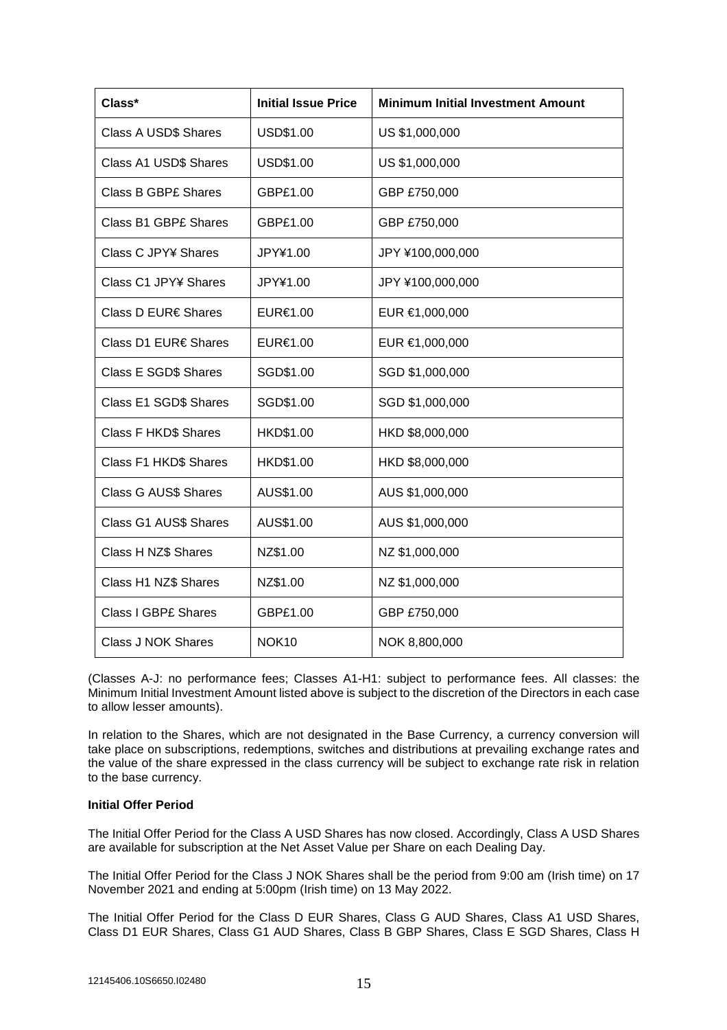| Class* | Initial Issue Price | Minimum Initial Investment Amount |
|---|---|---|
| Class A USD$ Shares | USD$1.00 | US $1,000,000 |
| Class A1 USD$ Shares | USD$1.00 | US $1,000,000 |
| Class B GBP£ Shares | GBP£1.00 | GBP £750,000 |
| Class B1 GBP£ Shares | GBP£1.00 | GBP £750,000 |
| Class C JPY¥ Shares | JPY¥1.00 | JPY ¥100,000,000 |
| Class C1 JPY¥ Shares | JPY¥1.00 | JPY ¥100,000,000 |
| Class D EUR€ Shares | EUR€1.00 | EUR €1,000,000 |
| Class D1 EUR€ Shares | EUR€1.00 | EUR €1,000,000 |
| Class E SGD$ Shares | SGD$1.00 | SGD $1,000,000 |
| Class E1 SGD$ Shares | SGD$1.00 | SGD $1,000,000 |
| Class F HKD$ Shares | HKD$1.00 | HKD $8,000,000 |
| Class F1 HKD$ Shares | HKD$1.00 | HKD $8,000,000 |
| Class G AUS$ Shares | AUS$1.00 | AUS $1,000,000 |
| Class G1 AUS$ Shares | AUS$1.00 | AUS $1,000,000 |
| Class H NZ$ Shares | NZ$1.00 | NZ $1,000,000 |
| Class H1 NZ$ Shares | NZ$1.00 | NZ $1,000,000 |
| Class I GBP£ Shares | GBP£1.00 | GBP £750,000 |
| Class J NOK Shares | NOK10 | NOK 8,800,000 |

(Classes A-J: no performance fees; Classes A1-H1: subject to performance fees. All classes: the Minimum Initial Investment Amount listed above is subject to the discretion of the Directors in each case to allow lesser amounts).

In relation to the Shares, which are not designated in the Base Currency, a currency conversion will take place on subscriptions, redemptions, switches and distributions at prevailing exchange rates and the value of the share expressed in the class currency will be subject to exchange rate risk in relation to the base currency.

**Initial Offer Period**

The Initial Offer Period for the Class A USD Shares has now closed. Accordingly, Class A USD Shares are available for subscription at the Net Asset Value per Share on each Dealing Day.

The Initial Offer Period for the Class J NOK Shares shall be the period from 9:00 am (Irish time) on 17 November 2021 and ending at 5:00pm (Irish time) on 13 May 2022.

The Initial Offer Period for the Class D EUR Shares, Class G AUD Shares, Class A1 USD Shares, Class D1 EUR Shares, Class G1 AUD Shares, Class B GBP Shares, Class E SGD Shares, Class H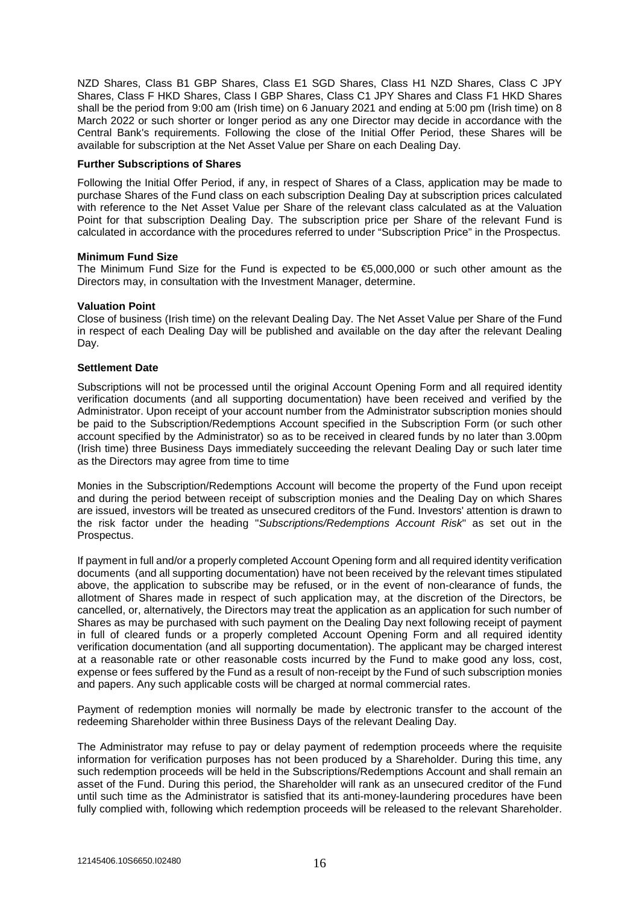NZD Shares, Class B1 GBP Shares, Class E1 SGD Shares, Class H1 NZD Shares, Class C JPY Shares, Class F HKD Shares, Class I GBP Shares, Class C1 JPY Shares and Class F1 HKD Shares shall be the period from 9:00 am (Irish time) on 6 January 2021 and ending at 5:00 pm (Irish time) on 8 March 2022 or such shorter or longer period as any one Director may decide in accordance with the Central Bank's requirements. Following the close of the Initial Offer Period, these Shares will be available for subscription at the Net Asset Value per Share on each Dealing Day.

**Further Subscriptions of Shares**

Following the Initial Offer Period, if any, in respect of Shares of a Class, application may be made to purchase Shares of the Fund class on each subscription Dealing Day at subscription prices calculated with reference to the Net Asset Value per Share of the relevant class calculated as at the Valuation Point for that subscription Dealing Day. The subscription price per Share of the relevant Fund is calculated in accordance with the procedures referred to under "Subscription Price" in the Prospectus.

**Minimum Fund Size**

The Minimum Fund Size for the Fund is expected to be €5,000,000 or such other amount as the Directors may, in consultation with the Investment Manager, determine.

**Valuation Point**

Close of business (Irish time) on the relevant Dealing Day. The Net Asset Value per Share of the Fund in respect of each Dealing Day will be published and available on the day after the relevant Dealing Day.

**Settlement Date**

Subscriptions will not be processed until the original Account Opening Form and all required identity verification documents (and all supporting documentation) have been received and verified by the Administrator. Upon receipt of your account number from the Administrator subscription monies should be paid to the Subscription/Redemptions Account specified in the Subscription Form (or such other account specified by the Administrator) so as to be received in cleared funds by no later than 3.00pm (Irish time) three Business Days immediately succeeding the relevant Dealing Day or such later time as the Directors may agree from time to time

Monies in the Subscription/Redemptions Account will become the property of the Fund upon receipt and during the period between receipt of subscription monies and the Dealing Day on which Shares are issued, investors will be treated as unsecured creditors of the Fund. Investors' attention is drawn to the risk factor under the heading "*Subscriptions/Redemptions Account Risk*" as set out in the Prospectus.

If payment in full and/or a properly completed Account Opening form and all required identity verification documents (and all supporting documentation) have not been received by the relevant times stipulated above, the application to subscribe may be refused, or in the event of non-clearance of funds, the allotment of Shares made in respect of such application may, at the discretion of the Directors, be cancelled, or, alternatively, the Directors may treat the application as an application for such number of Shares as may be purchased with such payment on the Dealing Day next following receipt of payment in full of cleared funds or a properly completed Account Opening Form and all required identity verification documentation (and all supporting documentation). The applicant may be charged interest at a reasonable rate or other reasonable costs incurred by the Fund to make good any loss, cost, expense or fees suffered by the Fund as a result of non-receipt by the Fund of such subscription monies and papers. Any such applicable costs will be charged at normal commercial rates.

Payment of redemption monies will normally be made by electronic transfer to the account of the redeeming Shareholder within three Business Days of the relevant Dealing Day.

The Administrator may refuse to pay or delay payment of redemption proceeds where the requisite information for verification purposes has not been produced by a Shareholder. During this time, any such redemption proceeds will be held in the Subscriptions/Redemptions Account and shall remain an asset of the Fund. During this period, the Shareholder will rank as an unsecured creditor of the Fund until such time as the Administrator is satisfied that its anti-money-laundering procedures have been fully complied with, following which redemption proceeds will be released to the relevant Shareholder.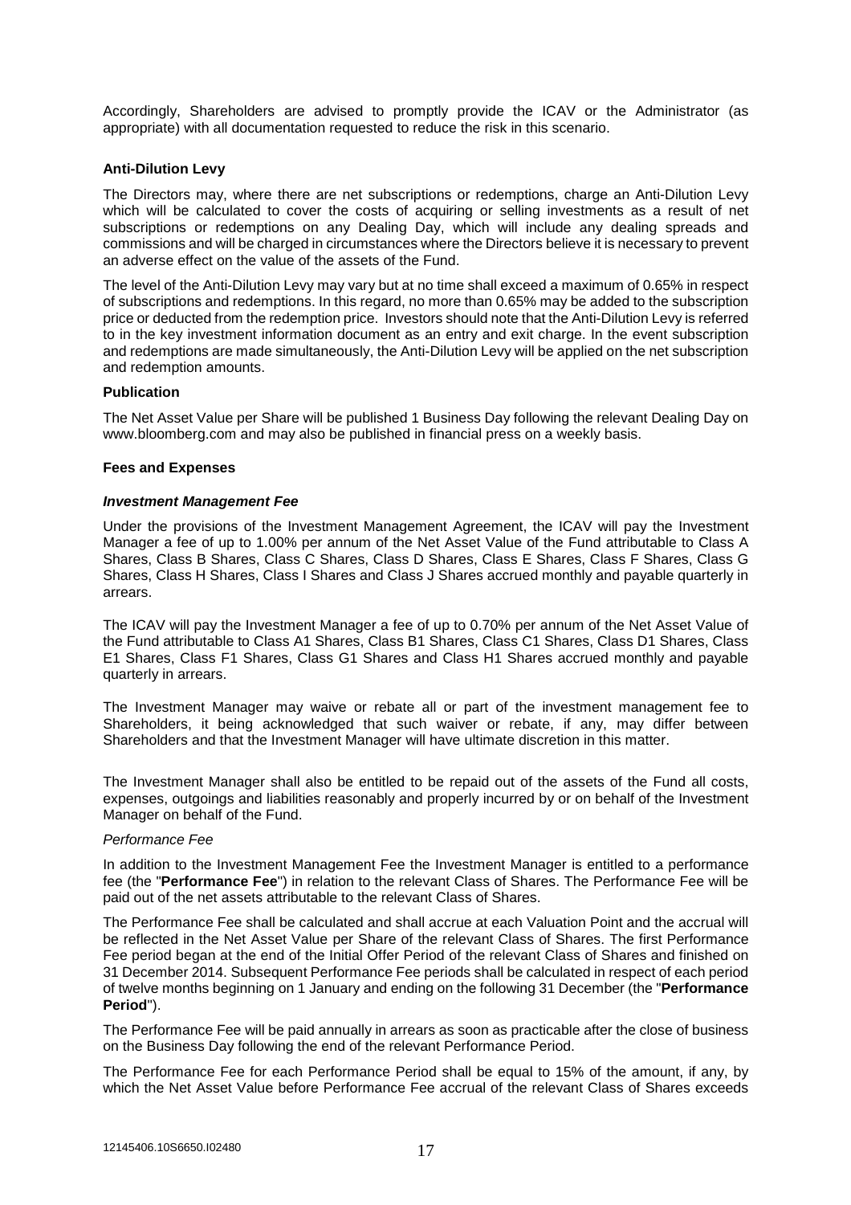Accordingly, Shareholders are advised to promptly provide the ICAV or the Administrator (as appropriate) with all documentation requested to reduce the risk in this scenario.

### Anti-Dilution Levy

The Directors may, where there are net subscriptions or redemptions, charge an Anti-Dilution Levy which will be calculated to cover the costs of acquiring or selling investments as a result of net subscriptions or redemptions on any Dealing Day, which will include any dealing spreads and commissions and will be charged in circumstances where the Directors believe it is necessary to prevent an adverse effect on the value of the assets of the Fund.

The level of the Anti-Dilution Levy may vary but at no time shall exceed a maximum of 0.65% in respect of subscriptions and redemptions. In this regard, no more than 0.65% may be added to the subscription price or deducted from the redemption price. Investors should note that the Anti-Dilution Levy is referred to in the key investment information document as an entry and exit charge. In the event subscription and redemptions are made simultaneously, the Anti-Dilution Levy will be applied on the net subscription and redemption amounts.

### Publication

The Net Asset Value per Share will be published 1 Business Day following the relevant Dealing Day on www.bloomberg.com and may also be published in financial press on a weekly basis.

### Fees and Expenses

#### *Investment Management Fee*

Under the provisions of the Investment Management Agreement, the ICAV will pay the Investment Manager a fee of up to 1.00% per annum of the Net Asset Value of the Fund attributable to Class A Shares, Class B Shares, Class C Shares, Class D Shares, Class E Shares, Class F Shares, Class G Shares, Class H Shares, Class I Shares and Class J Shares accrued monthly and payable quarterly in arrears.

The ICAV will pay the Investment Manager a fee of up to 0.70% per annum of the Net Asset Value of the Fund attributable to Class A1 Shares, Class B1 Shares, Class C1 Shares, Class D1 Shares, Class E1 Shares, Class F1 Shares, Class G1 Shares and Class H1 Shares accrued monthly and payable quarterly in arrears.

The Investment Manager may waive or rebate all or part of the investment management fee to Shareholders, it being acknowledged that such waiver or rebate, if any, may differ between Shareholders and that the Investment Manager will have ultimate discretion in this matter.

The Investment Manager shall also be entitled to be repaid out of the assets of the Fund all costs, expenses, outgoings and liabilities reasonably and properly incurred by or on behalf of the Investment Manager on behalf of the Fund.

*Performance Fee*

In addition to the Investment Management Fee the Investment Manager is entitled to a performance fee (the "**Performance Fee**") in relation to the relevant Class of Shares. The Performance Fee will be paid out of the net assets attributable to the relevant Class of Shares.

The Performance Fee shall be calculated and shall accrue at each Valuation Point and the accrual will be reflected in the Net Asset Value per Share of the relevant Class of Shares. The first Performance Fee period began at the end of the Initial Offer Period of the relevant Class of Shares and finished on 31 December 2014. Subsequent Performance Fee periods shall be calculated in respect of each period of twelve months beginning on 1 January and ending on the following 31 December (the "**Performance Period**").

The Performance Fee will be paid annually in arrears as soon as practicable after the close of business on the Business Day following the end of the relevant Performance Period.

The Performance Fee for each Performance Period shall be equal to 15% of the amount, if any, by which the Net Asset Value before Performance Fee accrual of the relevant Class of Shares exceeds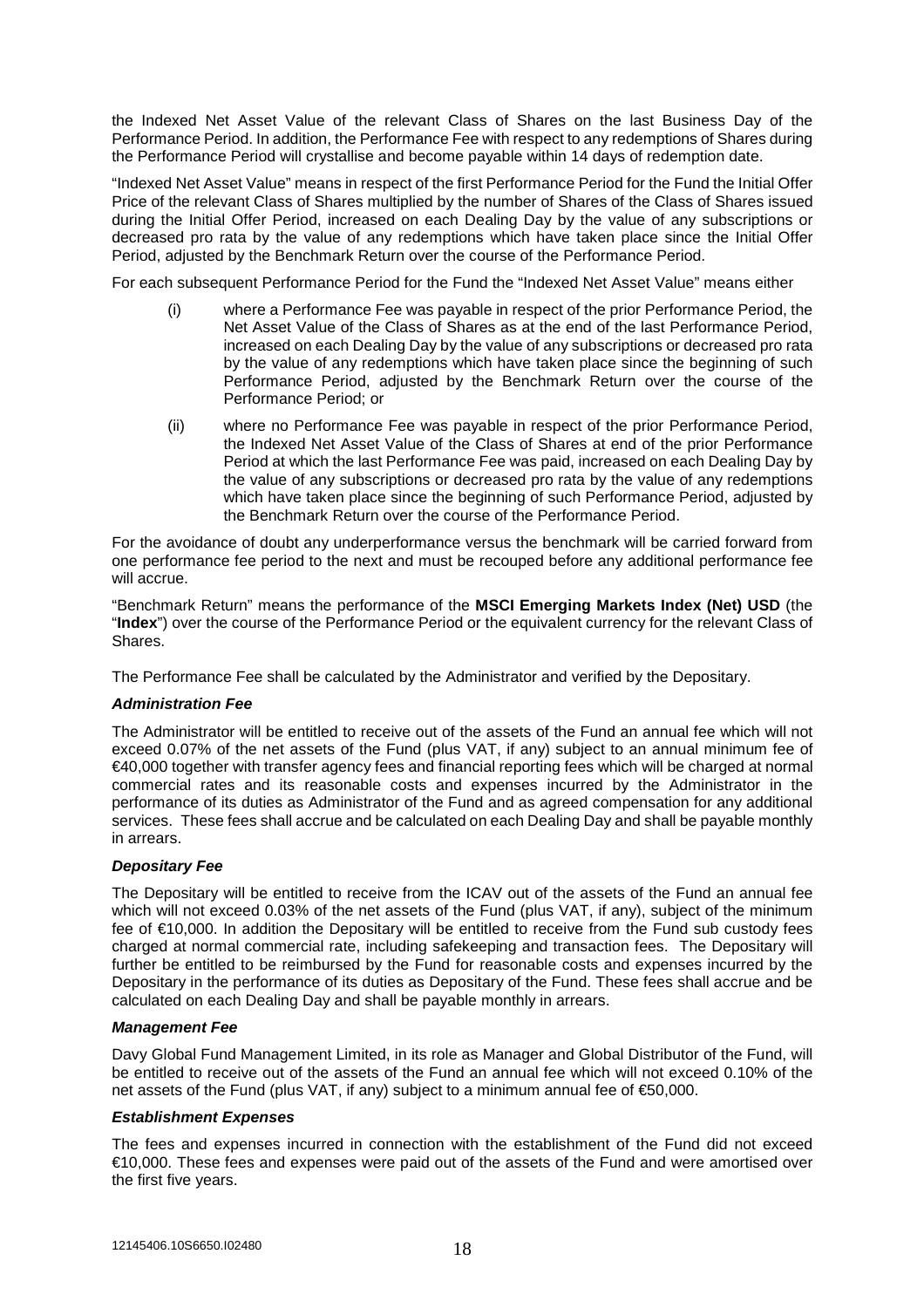the Indexed Net Asset Value of the relevant Class of Shares on the last Business Day of the Performance Period. In addition, the Performance Fee with respect to any redemptions of Shares during the Performance Period will crystallise and become payable within 14 days of redemption date.

"Indexed Net Asset Value" means in respect of the first Performance Period for the Fund the Initial Offer Price of the relevant Class of Shares multiplied by the number of Shares of the Class of Shares issued during the Initial Offer Period, increased on each Dealing Day by the value of any subscriptions or decreased pro rata by the value of any redemptions which have taken place since the Initial Offer Period, adjusted by the Benchmark Return over the course of the Performance Period.

For each subsequent Performance Period for the Fund the "Indexed Net Asset Value" means either

(i) where a Performance Fee was payable in respect of the prior Performance Period, the Net Asset Value of the Class of Shares as at the end of the last Performance Period, increased on each Dealing Day by the value of any subscriptions or decreased pro rata by the value of any redemptions which have taken place since the beginning of such Performance Period, adjusted by the Benchmark Return over the course of the Performance Period; or

(ii) where no Performance Fee was payable in respect of the prior Performance Period, the Indexed Net Asset Value of the Class of Shares at end of the prior Performance Period at which the last Performance Fee was paid, increased on each Dealing Day by the value of any subscriptions or decreased pro rata by the value of any redemptions which have taken place since the beginning of such Performance Period, adjusted by the Benchmark Return over the course of the Performance Period.

For the avoidance of doubt any underperformance versus the benchmark will be carried forward from one performance fee period to the next and must be recouped before any additional performance fee will accrue.

"Benchmark Return" means the performance of the **MSCI Emerging Markets Index (Net) USD** (the "**Index**") over the course of the Performance Period or the equivalent currency for the relevant Class of Shares.

The Performance Fee shall be calculated by the Administrator and verified by the Depositary.

***Administration Fee***

The Administrator will be entitled to receive out of the assets of the Fund an annual fee which will not exceed 0.07% of the net assets of the Fund (plus VAT, if any) subject to an annual minimum fee of €40,000 together with transfer agency fees and financial reporting fees which will be charged at normal commercial rates and its reasonable costs and expenses incurred by the Administrator in the performance of its duties as Administrator of the Fund and as agreed compensation for any additional services. These fees shall accrue and be calculated on each Dealing Day and shall be payable monthly in arrears.

***Depositary Fee***

The Depositary will be entitled to receive from the ICAV out of the assets of the Fund an annual fee which will not exceed 0.03% of the net assets of the Fund (plus VAT, if any), subject of the minimum fee of €10,000. In addition the Depositary will be entitled to receive from the Fund sub custody fees charged at normal commercial rate, including safekeeping and transaction fees. The Depositary will further be entitled to be reimbursed by the Fund for reasonable costs and expenses incurred by the Depositary in the performance of its duties as Depositary of the Fund. These fees shall accrue and be calculated on each Dealing Day and shall be payable monthly in arrears.

***Management Fee***

Davy Global Fund Management Limited, in its role as Manager and Global Distributor of the Fund, will be entitled to receive out of the assets of the Fund an annual fee which will not exceed 0.10% of the net assets of the Fund (plus VAT, if any) subject to a minimum annual fee of €50,000.

***Establishment Expenses***

The fees and expenses incurred in connection with the establishment of the Fund did not exceed €10,000. These fees and expenses were paid out of the assets of the Fund and were amortised over the first five years.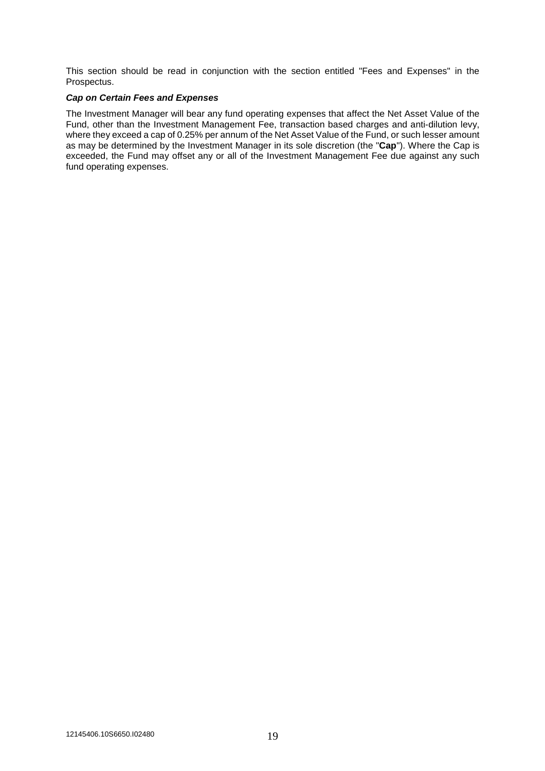This section should be read in conjunction with the section entitled "Fees and Expenses" in the Prospectus.

***Cap on Certain Fees and Expenses***

The Investment Manager will bear any fund operating expenses that affect the Net Asset Value of the Fund, other than the Investment Management Fee, transaction based charges and anti-dilution levy, where they exceed a cap of 0.25% per annum of the Net Asset Value of the Fund, or such lesser amount as may be determined by the Investment Manager in its sole discretion (the "**Cap**"). Where the Cap is exceeded, the Fund may offset any or all of the Investment Management Fee due against any such fund operating expenses.